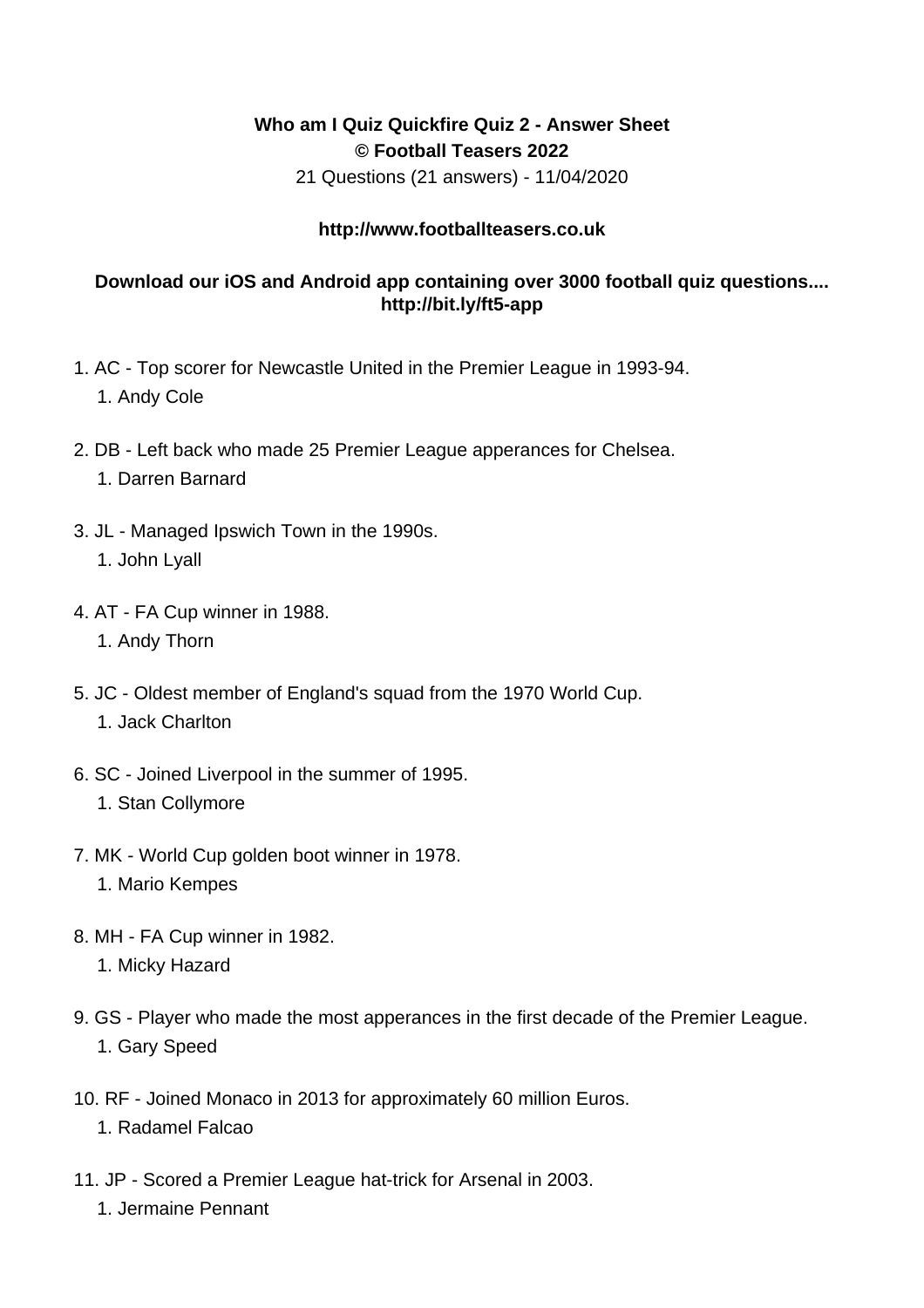**Who am I Quiz Quickfire Quiz 2 - Answer Sheet**
**© Football Teasers 2022**
21 Questions (21 answers) - 11/04/2020

**http://www.footballteasers.co.uk**

**Download our iOS and Android app containing over 3000 football quiz questions.... http://bit.ly/ft5-app**

1. AC - Top scorer for Newcastle United in the Premier League in 1993-94.
    1. Andy Cole
2. DB - Left back who made 25 Premier League apperances for Chelsea.
    1. Darren Barnard
3. JL - Managed Ipswich Town in the 1990s.
    1. John Lyall
4. AT - FA Cup winner in 1988.
    1. Andy Thorn
5. JC - Oldest member of England's squad from the 1970 World Cup.
    1. Jack Charlton
6. SC - Joined Liverpool in the summer of 1995.
    1. Stan Collymore
7. MK - World Cup golden boot winner in 1978.
    1. Mario Kempes
8. MH - FA Cup winner in 1982.
    1. Micky Hazard
9. GS - Player who made the most apperances in the first decade of the Premier League.
    1. Gary Speed
10. RF - Joined Monaco in 2013 for approximately 60 million Euros.
    1. Radamel Falcao
11. JP - Scored a Premier League hat-trick for Arsenal in 2003.
    1. Jermaine Pennant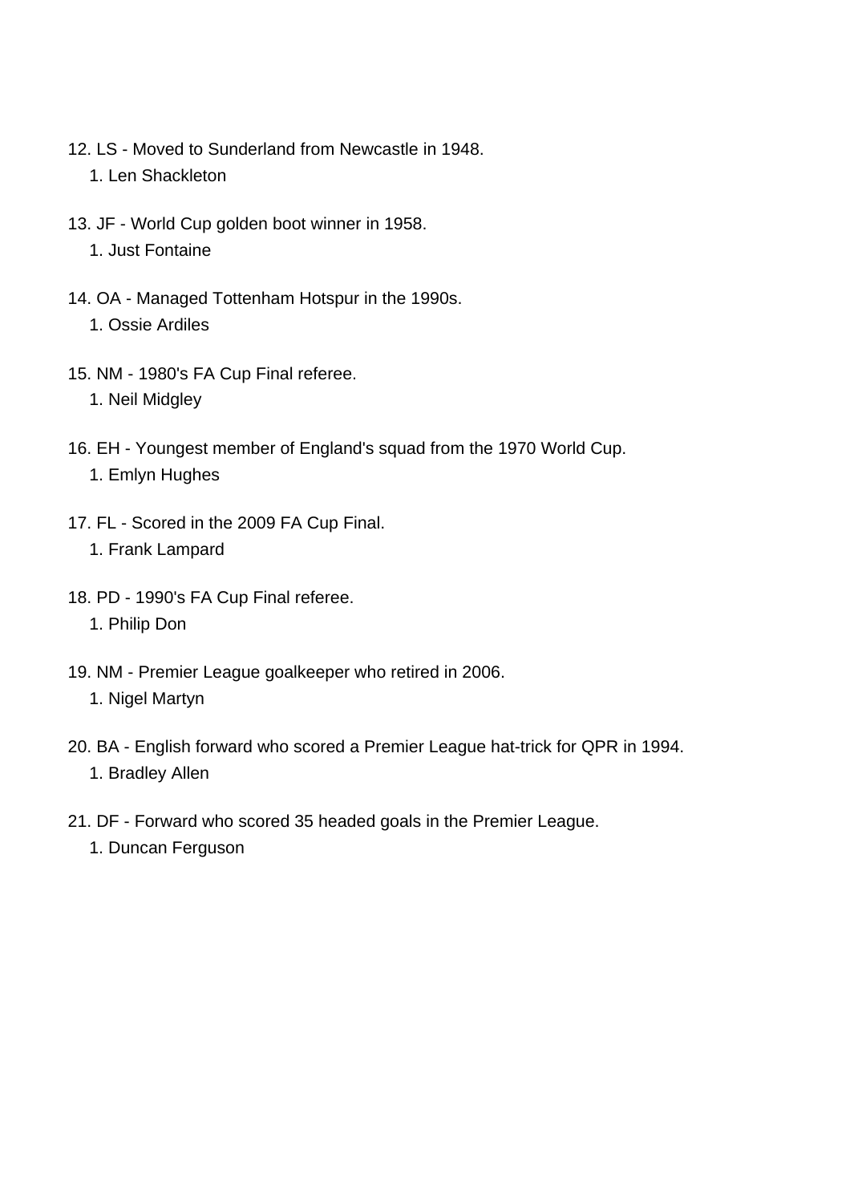12. LS - Moved to Sunderland from Newcastle in 1948.
    1. Len Shackleton
13. JF - World Cup golden boot winner in 1958.
    1. Just Fontaine
14. OA - Managed Tottenham Hotspur in the 1990s.
    1. Ossie Ardiles
15. NM - 1980's FA Cup Final referee.
    1. Neil Midgley
16. EH - Youngest member of England's squad from the 1970 World Cup.
    1. Emlyn Hughes
17. FL - Scored in the 2009 FA Cup Final.
    1. Frank Lampard
18. PD - 1990's FA Cup Final referee.
    1. Philip Don
19. NM - Premier League goalkeeper who retired in 2006.
    1. Nigel Martyn
20. BA - English forward who scored a Premier League hat-trick for QPR in 1994.
    1. Bradley Allen
21. DF - Forward who scored 35 headed goals in the Premier League.
    1. Duncan Ferguson